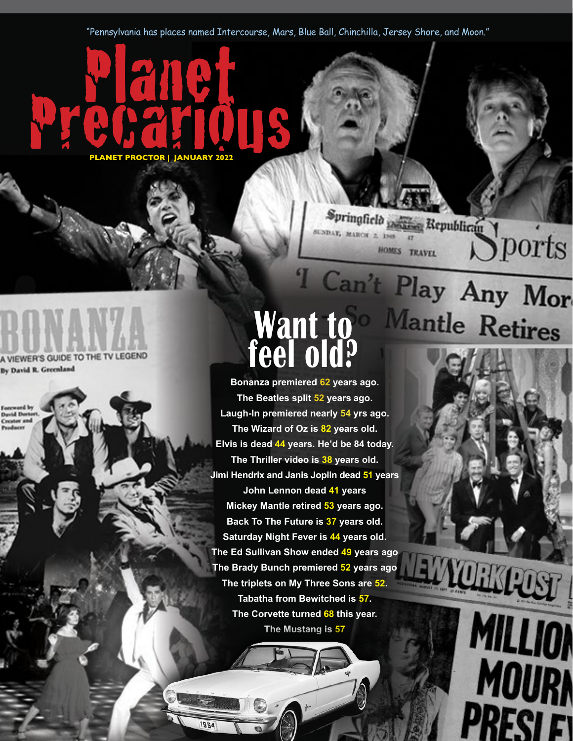"Pennsylvania has places named Intercourse, Mars, Blue Ball, Chinchilla, Jersey Shore, and Moon."

# Planet Precarious

**PLANET PROCTOR | JANUARY 2022**

## Want to feel old?

**Bonanza premiered 62 years ago.**
**The Beatles split 52 years ago.**
**Laugh-In premiered nearly 54 yrs ago.**
**The Wizard of Oz is 82 years old.**
**Elvis is dead 44 years. He'd be 84 today.**
**The Thriller video is 38 years old.**
**Jimi Hendrix and Janis Joplin dead 51 years**
**John Lennon dead 41 years**
**Mickey Mantle retired 53 years ago.**
**Back To The Future is 37 years old.**
**Saturday Night Fever is 44 years old.**
**The Ed Sullivan Show ended 49 years ago**
**The Brady Bunch premiered 52 years ago**
**The triplets on My Three Sons are 52.**
**Tabatha from Bewitched is 57.**
**The Corvette turned 68 this year.**
**The Mustang is 57**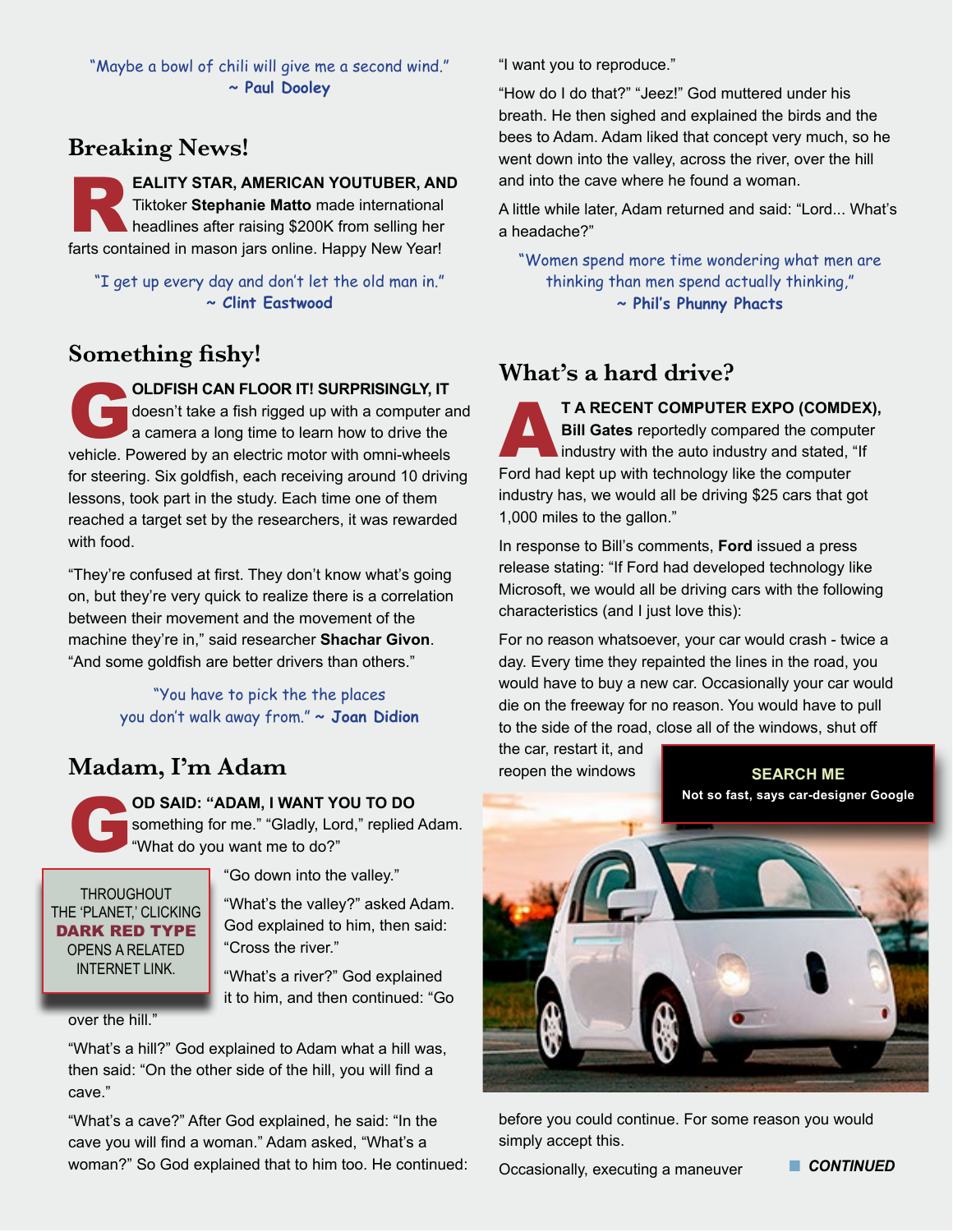"Maybe a bowl of chili will give me a second wind."
~ **Paul Dooley**

## Breaking News!

**REALITY STAR, AMERICAN YOUTUBER, AND** Tiktoker **Stephanie Matto** made international headlines after raising $200K from selling her farts contained in mason jars online. Happy New Year!

"I get up every day and don't let the old man in."
~ **Clint Eastwood**

## Something fishy!

**GOLDFISH CAN FLOOR IT! SURPRISINGLY, IT** doesn't take a fish rigged up with a computer and a camera a long time to learn how to drive the vehicle. Powered by an electric motor with omni-wheels for steering. Six goldfish, each receiving around 10 driving lessons, took part in the study. Each time one of them reached a target set by the researchers, it was rewarded with food.

"They're confused at first. They don't know what's going on, but they're very quick to realize there is a correlation between their movement and the movement of the machine they're in," said researcher **Shachar Givon**. "And some goldfish are better drivers than others."

"You have to pick the the places you don't walk away from." ~ **Joan Didion**

## Madam, I'm Adam

**GOD SAID: "ADAM, I WANT YOU TO DO** something for me." "Gladly, Lord," replied Adam. "What do you want me to do?"

THROUGHOUT THE 'PLANET,' CLICKING **DARK RED TYPE** OPENS A RELATED INTERNET LINK.

"Go down into the valley."

"What's the valley?" asked Adam. God explained to him, then said: "Cross the river."

"What's a river?" God explained it to him, and then continued: "Go over the hill."

"What's a hill?" God explained to Adam what a hill was, then said: "On the other side of the hill, you will find a cave."

"What's a cave?" After God explained, he said: "In the cave you will find a woman." Adam asked, "What's a woman?" So God explained that to him too. He continued: "I want you to reproduce."

"How do I do that?" "Jeez!" God muttered under his breath. He then sighed and explained the birds and the bees to Adam. Adam liked that concept very much, so he went down into the valley, across the river, over the hill and into the cave where he found a woman.

A little while later, Adam returned and said: "Lord... What's a headache?"

"Women spend more time wondering what men are thinking than men spend actually thinking,"
~ **Phil's Phunny Phacts**

## What's a hard drive?

**AT A RECENT COMPUTER EXPO (COMDEX), Bill Gates** reportedly compared the computer industry with the auto industry and stated, "If Ford had kept up with technology like the computer industry has, we would all be driving $25 cars that got 1,000 miles to the gallon."

In response to Bill's comments, **Ford** issued a press release stating: "If Ford had developed technology like Microsoft, we would all be driving cars with the following characteristics (and I just love this):

For no reason whatsoever, your car would crash - twice a day. Every time they repainted the lines in the road, you would have to buy a new car. Occasionally your car would die on the freeway for no reason. You would have to pull to the side of the road, close all of the windows, shut off the car, restart it, and reopen the windows before you could continue. For some reason you would simply accept this.

**SEARCH ME**
Not so fast, says car-designer Google

Occasionally, executing a maneuver

***CONTINUED***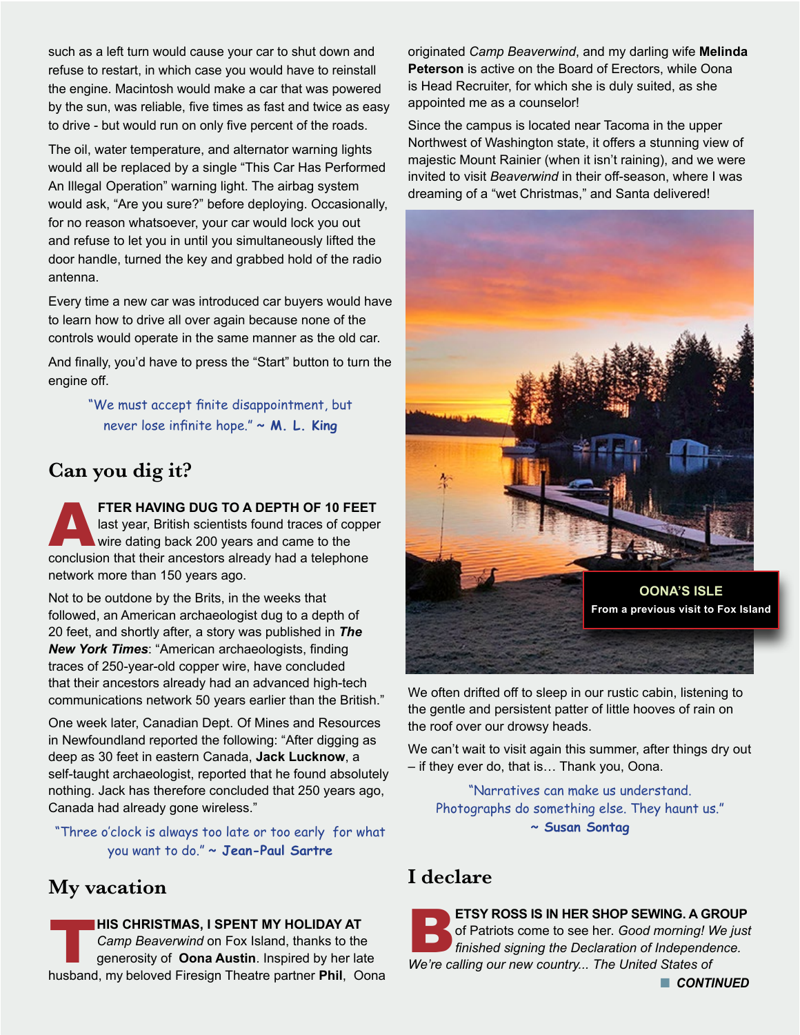such as a left turn would cause your car to shut down and refuse to restart, in which case you would have to reinstall the engine. Macintosh would make a car that was powered by the sun, was reliable, five times as fast and twice as easy to drive - but would run on only five percent of the roads.

The oil, water temperature, and alternator warning lights would all be replaced by a single "This Car Has Performed An Illegal Operation" warning light. The airbag system would ask, "Are you sure?" before deploying. Occasionally, for no reason whatsoever, your car would lock you out and refuse to let you in until you simultaneously lifted the door handle, turned the key and grabbed hold of the radio antenna.

Every time a new car was introduced car buyers would have to learn how to drive all over again because none of the controls would operate in the same manner as the old car.

And finally, you'd have to press the "Start" button to turn the engine off.

"We must accept finite disappointment, but never lose infinite hope." ~ **M. L. King**

## Can you dig it?

**AFTER HAVING DUG TO A DEPTH OF 10 FEET** last year, British scientists found traces of copper wire dating back 200 years and came to the conclusion that their ancestors already had a telephone network more than 150 years ago.

Not to be outdone by the Brits, in the weeks that followed, an American archaeologist dug to a depth of 20 feet, and shortly after, a story was published in ***The New York Times***: "American archaeologists, finding traces of 250-year-old copper wire, have concluded that their ancestors already had an advanced high-tech communications network 50 years earlier than the British."

One week later, Canadian Dept. Of Mines and Resources in Newfoundland reported the following: "After digging as deep as 30 feet in eastern Canada, **Jack Lucknow**, a self-taught archaeologist, reported that he found absolutely nothing. Jack has therefore concluded that 250 years ago, Canada had already gone wireless."

"Three o'clock is always too late or too early for what you want to do." ~ **Jean-Paul Sartre**

## My vacation

**THIS CHRISTMAS, I SPENT MY HOLIDAY AT** *Camp Beaverwind* on Fox Island, thanks to the generosity of **Oona Austin**. Inspired by her late husband, my beloved Firesign Theatre partner **Phil**, Oona originated *Camp Beaverwind*, and my darling wife **Melinda Peterson** is active on the Board of Erectors, while Oona is Head Recruiter, for which she is duly suited, as she appointed me as a counselor!

Since the campus is located near Tacoma in the upper Northwest of Washington state, it offers a stunning view of majestic Mount Rainier (when it isn't raining), and we were invited to visit *Beaverwind* in their off-season, where I was dreaming of a "wet Christmas," and Santa delivered!

**OONA'S ISLE**
**From a previous visit to Fox Island**

We often drifted off to sleep in our rustic cabin, listening to the gentle and persistent patter of little hooves of rain on the roof over our drowsy heads.

We can't wait to visit again this summer, after things dry out – if they ever do, that is… Thank you, Oona.

"Narratives can make us understand. Photographs do something else. They haunt us." ~ **Susan Sontag**

## I declare

**BETSY ROSS IS IN HER SHOP SEWING. A GROUP** of Patriots come to see her. *Good morning! We just finished signing the Declaration of Independence. We're calling our new country... The United States of*

***CONTINUED***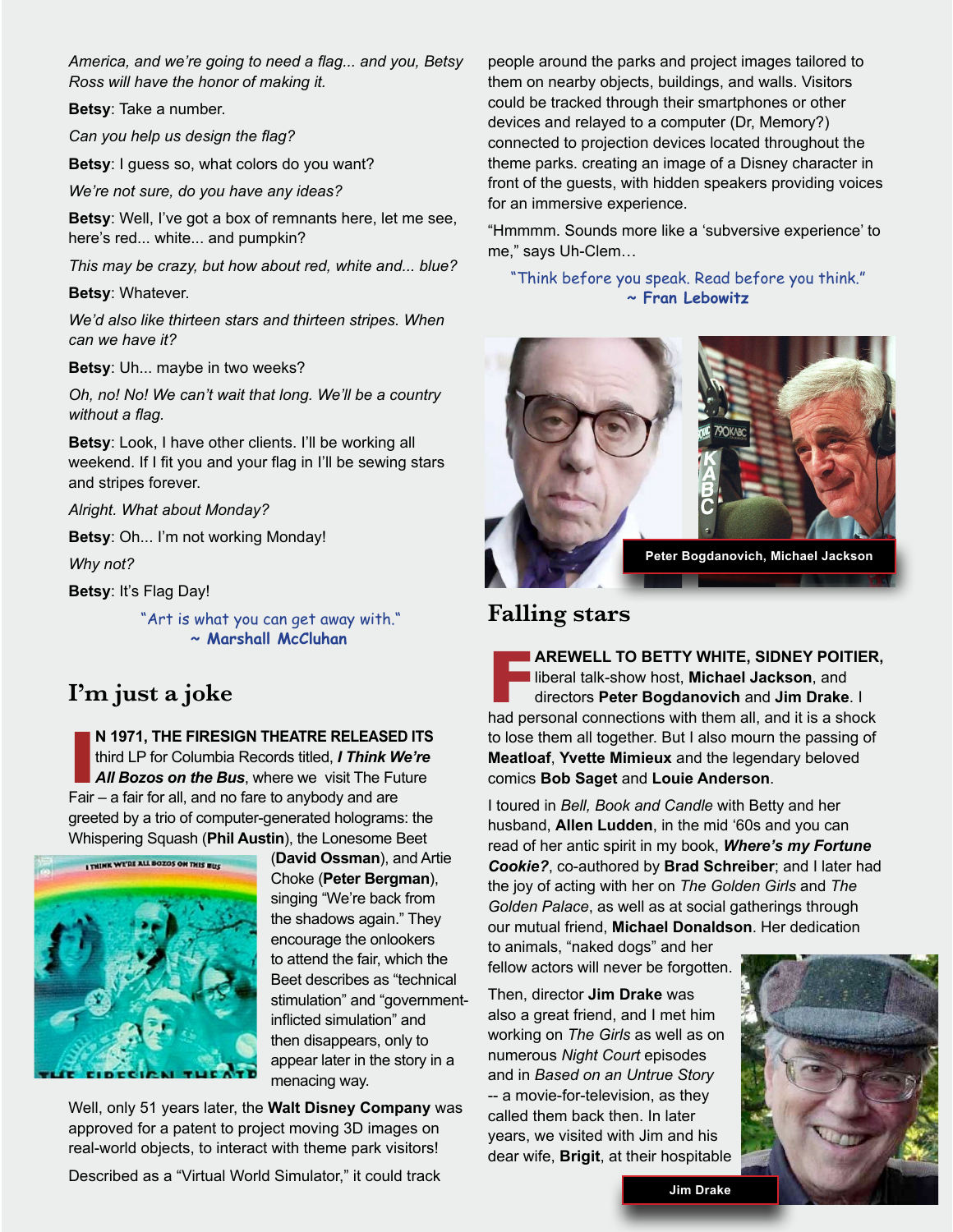*America, and we're going to need a flag... and you, Betsy Ross will have the honor of making it.*

**Betsy**: Take a number.

*Can you help us design the flag?*

**Betsy**: I guess so, what colors do you want?

*We're not sure, do you have any ideas?*

**Betsy**: Well, I've got a box of remnants here, let me see, here's red... white... and pumpkin?

*This may be crazy, but how about red, white and... blue?*

**Betsy**: Whatever.

*We'd also like thirteen stars and thirteen stripes. When can we have it?*

**Betsy**: Uh... maybe in two weeks?

*Oh, no! No! We can't wait that long. We'll be a country without a flag.*

**Betsy**: Look, I have other clients. I'll be working all weekend. If I fit you and your flag in I'll be sewing stars and stripes forever.

*Alright. What about Monday?*

**Betsy**: Oh... I'm not working Monday!

*Why not?*

**Betsy**: It's Flag Day!

"Art is what you can get away with."
**~ Marshall McCluhan**

## I'm just a joke

**IN 1971, THE FIRESIGN THEATRE RELEASED ITS** third LP for Columbia Records titled, ***I Think We're All Bozos on the Bus***, where we visit The Future Fair – a fair for all, and no fare to anybody and are greeted by a trio of computer-generated holograms: the Whispering Squash (**Phil Austin**), the Lonesome Beet (**David Ossman**), and Artie Choke (**Peter Bergman**), singing "We're back from the shadows again." They encourage the onlookers to attend the fair, which the Beet describes as "technical stimulation" and "government-inflicted simulation" and then disappears, only to appear later in the story in a menacing way.

Well, only 51 years later, the **Walt Disney Company** was approved for a patent to project moving 3D images on real-world objects, to interact with theme park visitors!

Described as a "Virtual World Simulator," it could track people around the parks and project images tailored to them on nearby objects, buildings, and walls. Visitors could be tracked through their smartphones or other devices and relayed to a computer (Dr, Memory?) connected to projection devices located throughout the theme parks. creating an image of a Disney character in front of the guests, with hidden speakers providing voices for an immersive experience.

"Hmmmm. Sounds more like a 'subversive experience' to me," says Uh-Clem…

"Think before you speak. Read before you think."
**~ Fran Lebowitz**

Peter Bogdanovich, Michael Jackson

## Falling stars

**FAREWELL TO BETTY WHITE, SIDNEY POITIER,** liberal talk-show host, **Michael Jackson**, and directors **Peter Bogdanovich** and **Jim Drake**. I had personal connections with them all, and it is a shock to lose them all together. But I also mourn the passing of **Meatloaf**, **Yvette Mimieux** and the legendary beloved comics **Bob Saget** and **Louie Anderson**.

I toured in *Bell, Book and Candle* with Betty and her husband, **Allen Ludden**, in the mid '60s and you can read of her antic spirit in my book, ***Where's my Fortune Cookie?***, co-authored by **Brad Schreiber**; and I later had the joy of acting with her on *The Golden Girls* and *The Golden Palace*, as well as at social gatherings through our mutual friend, **Michael Donaldson**. Her dedication to animals, "naked dogs" and her fellow actors will never be forgotten.

Then, director **Jim Drake** was also a great friend, and I met him working on *The Girls* as well as on numerous *Night Court* episodes and in *Based on an Untrue Story* -- a movie-for-television, as they called them back then. In later years, we visited with Jim and his dear wife, **Brigit**, at their hospitable

Jim Drake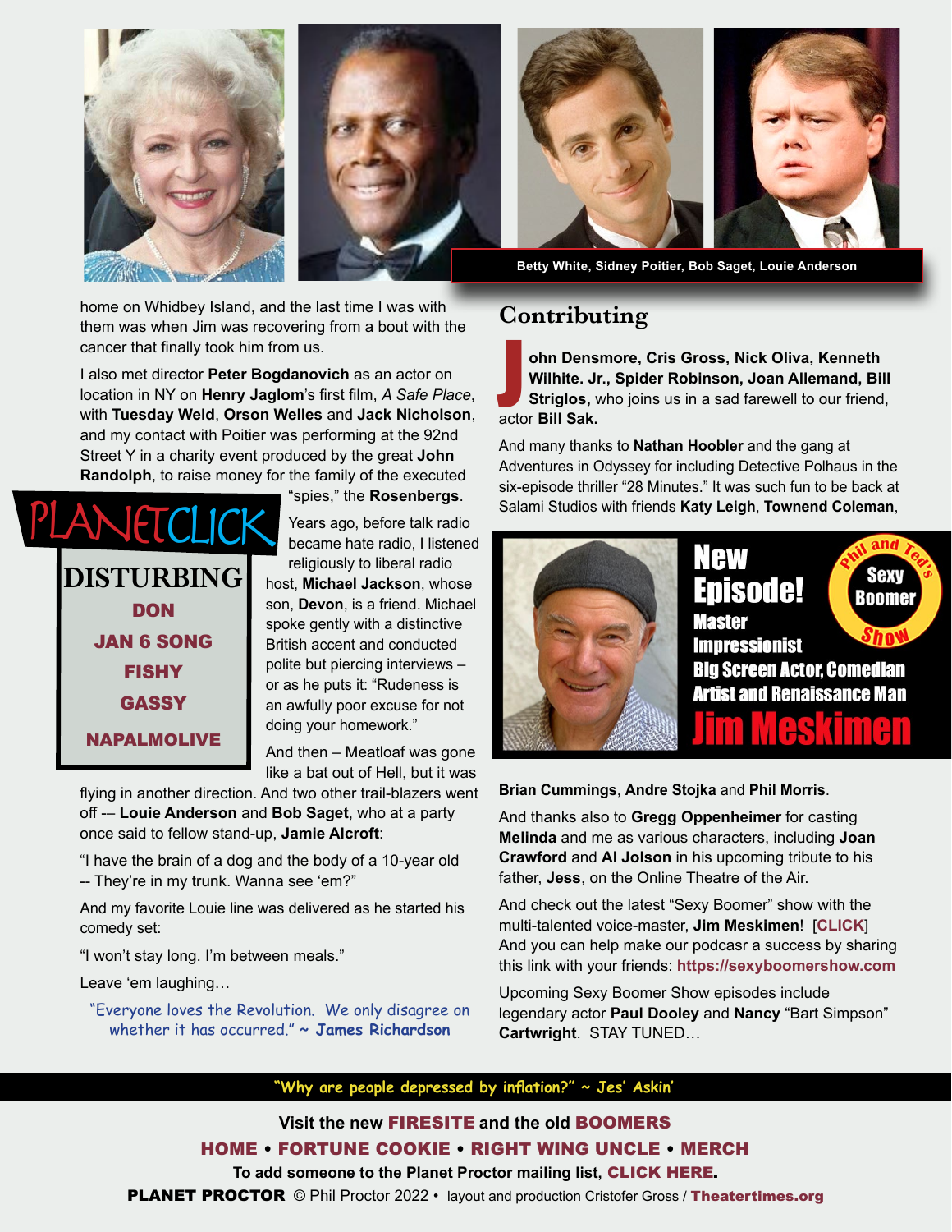Betty White, Sidney Poitier, Bob Saget, Louie Anderson

home on Whidbey Island, and the last time I was with them was when Jim was recovering from a bout with the cancer that finally took him from us.

I also met director **Peter Bogdanovich** as an actor on location in NY on **Henry Jaglom**'s first film, *A Safe Place*, with **Tuesday Weld**, **Orson Welles** and **Jack Nicholson**, and my contact with Poitier was performing at the 92nd Street Y in a charity event produced by the great **John Randolph**, to raise money for the family of the executed "spies," the **Rosenbergs**.

Years ago, before talk radio became hate radio, I listened religiously to liberal radio host, **Michael Jackson**, whose son, **Devon**, is a friend. Michael spoke gently with a distinctive British accent and conducted polite but piercing interviews – or as he puts it: "Rudeness is an awfully poor excuse for not doing your homework."

And then – Meatloaf was gone like a bat out of Hell, but it was flying in another direction. And two other trail-blazers went off -– **Louie Anderson** and **Bob Saget**, who at a party once said to fellow stand-up, **Jamie Alcroft**:

"I have the brain of a dog and the body of a 10-year old -- They're in my trunk. Wanna see 'em?"

And my favorite Louie line was delivered as he started his comedy set:

"I won't stay long. I'm between meals."

Leave 'em laughing…

"Everyone loves the Revolution. We only disagree on whether it has occurred." ~ **James Richardson**

PLANETCLICK

**DISTURBING**

**DON**

**JAN 6 SONG**

**FISHY**

**GASSY**

**NAPALMOLIVE**

## Contributing

**John Densmore, Cris Gross, Nick Oliva, Kenneth Wilhite. Jr., Spider Robinson, Joan Allemand, Bill Striglos,** who joins us in a sad farewell to our friend, actor **Bill Sak.**

And many thanks to **Nathan Hoobler** and the gang at Adventures in Odyssey for including Detective Polhaus in the six-episode thriller "28 Minutes." It was such fun to be back at Salami Studios with friends **Katy Leigh**, **Townend Coleman**, **Brian Cummings**, **Andre Stojka** and **Phil Morris**.

New Episode! Master Impressionist Big Screen Actor, Comedian Artist and Renaissance Man **Jim Meskimen**

Phil and Ted's Sexy Boomer Show

And thanks also to **Gregg Oppenheimer** for casting **Melinda** and me as various characters, including **Joan Crawford** and **Al Jolson** in his upcoming tribute to his father, **Jess**, on the Online Theatre of the Air.

And check out the latest "Sexy Boomer" show with the multi-talented voice-master, **Jim Meskimen**! [CLICK] And you can help make our podcasr a success by sharing this link with your friends: **https://sexyboomershow.com**

Upcoming Sexy Boomer Show episodes include legendary actor **Paul Dooley** and **Nancy** "Bart Simpson" **Cartwright**. STAY TUNED…

"Why are people depressed by inflation?" ~ Jes' Askin'

**Visit the new FIRESITE and the old BOOMERS**

**HOME • FORTUNE COOKIE • RIGHT WING UNCLE • MERCH**

**To add someone to the Planet Proctor mailing list, CLICK HERE.**

**PLANET PROCTOR** © Phil Proctor 2022 • layout and production Cristofer Gross / **Theatertimes.org**